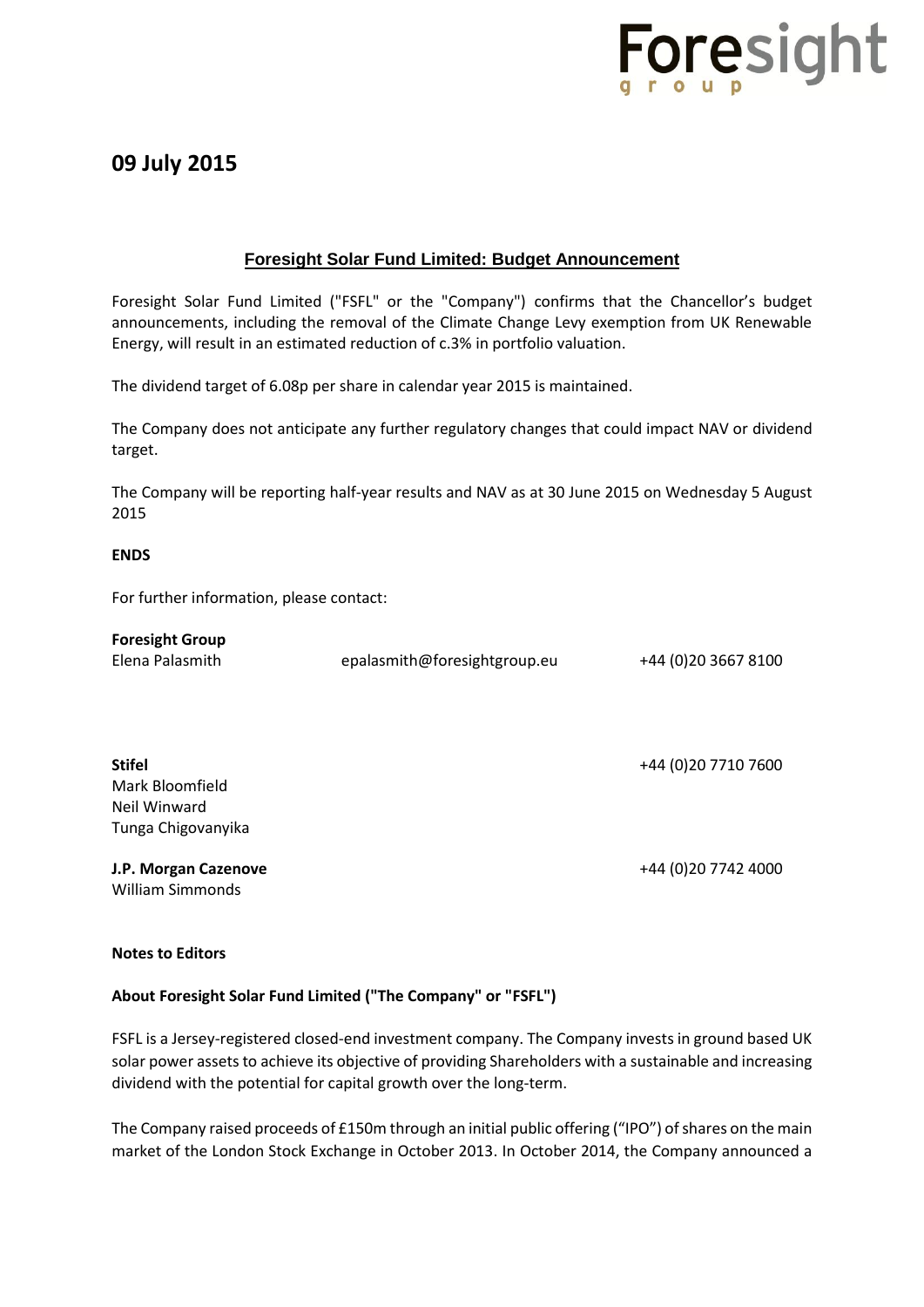Foresight group

## 09 July 2015

### Foresight Solar Fund Limited: Budget Announcement

Foresight Solar Fund Limited ("FSFL" or the "Company") confirms that the Chancellor's budget announcements, including the removal of the Climate Change Levy exemption from UK Renewable Energy, will result in an estimated reduction of c.3% in portfolio valuation.

The dividend target of 6.08p per share in calendar year 2015 is maintained.

The Company does not anticipate any further regulatory changes that could impact NAV or dividend target.

The Company will be reporting half-year results and NAV as at 30 June 2015 on Wednesday 5 August 2015

**ENDS**

For further information, please contact:

**Foresight Group**
Elena Palasmith epalasmith@foresightgroup.eu +44 (0)20 3667 8100

**Stifel** +44 (0)20 7710 7600
Mark Bloomfield
Neil Winward
Tunga Chigovanyika

**J.P. Morgan Cazenove** +44 (0)20 7742 4000
William Simmonds

**Notes to Editors**

**About Foresight Solar Fund Limited ("The Company" or "FSFL")**

FSFL is a Jersey-registered closed-end investment company. The Company invests in ground based UK solar power assets to achieve its objective of providing Shareholders with a sustainable and increasing dividend with the potential for capital growth over the long-term.

The Company raised proceeds of £150m through an initial public offering ("IPO") of shares on the main market of the London Stock Exchange in October 2013. In October 2014, the Company announced a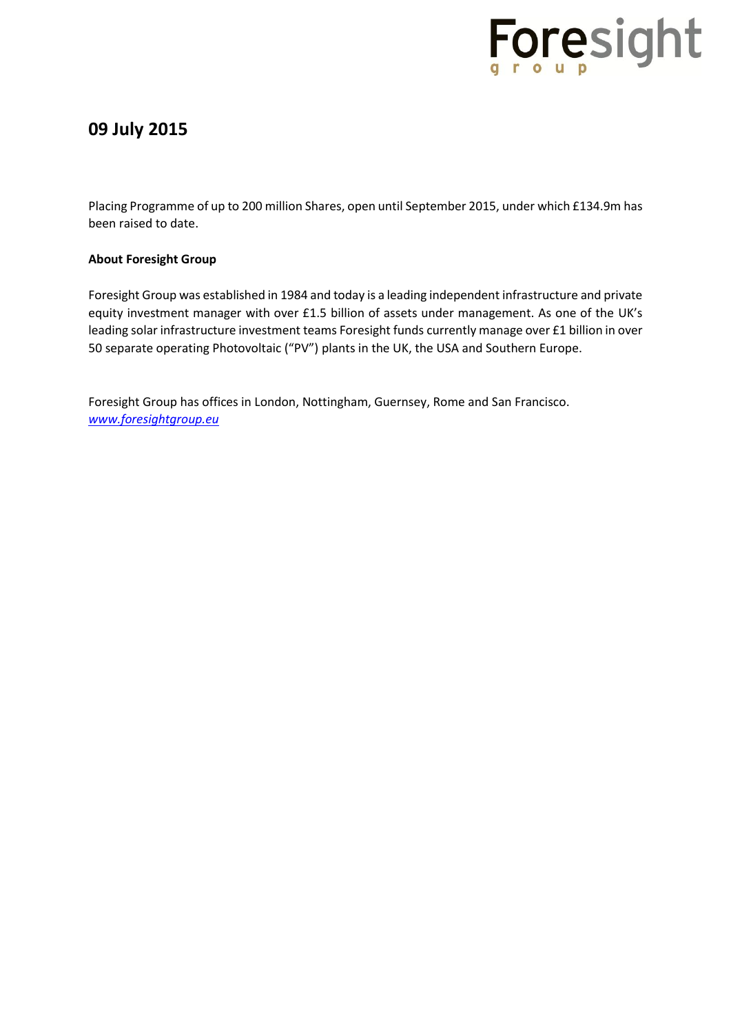## 09 July 2015

Placing Programme of up to 200 million Shares, open until September 2015, under which £134.9m has been raised to date.

**About Foresight Group**

Foresight Group was established in 1984 and today is a leading independent infrastructure and private equity investment manager with over £1.5 billion of assets under management. As one of the UK's leading solar infrastructure investment teams Foresight funds currently manage over £1 billion in over 50 separate operating Photovoltaic ("PV") plants in the UK, the USA and Southern Europe.

Foresight Group has offices in London, Nottingham, Guernsey, Rome and San Francisco.
*www.foresightgroup.eu*